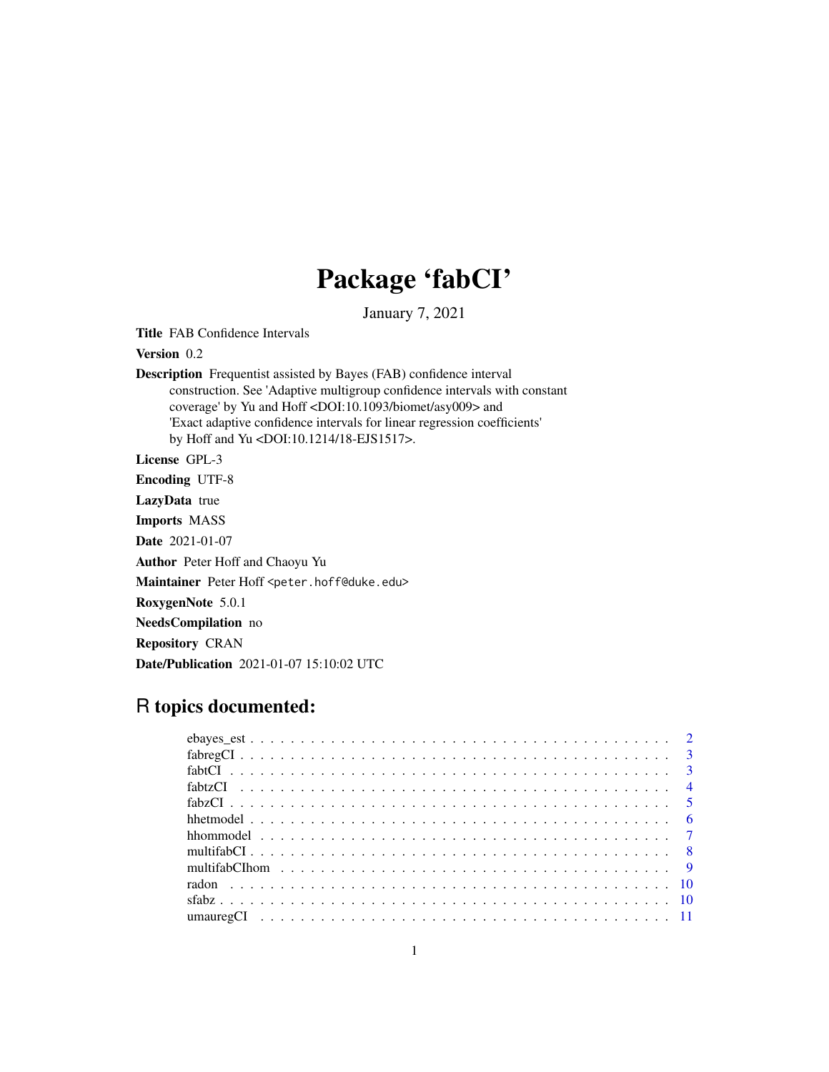# Package 'fabCI'

January 7, 2021

**Title** FAB Confidence Intervals

**Version** 0.2

**Description** Frequentist assisted by Bayes (FAB) confidence interval construction. See 'Adaptive multigroup confidence intervals with constant coverage' by Yu and Hoff <DOI:10.1093/biomet/asy009> and 'Exact adaptive confidence intervals for linear regression coefficients' by Hoff and Yu <DOI:10.1214/18-EJS1517>.

**License** GPL-3

**Encoding** UTF-8

**LazyData** true

**Imports** MASS

**Date** 2021-01-07

**Author** Peter Hoff and Chaoyu Yu

**Maintainer** Peter Hoff <peter.hoff@duke.edu>

**RoxygenNote** 5.0.1

**NeedsCompilation** no

**Repository** CRAN

**Date/Publication** 2021-01-07 15:10:02 UTC

## R topics documented:

- ebayes_est . . . . . . . . . . . . . . . . . . . . . . . . . . . . . . . . . . . . . . . . 2
- fabregCI . . . . . . . . . . . . . . . . . . . . . . . . . . . . . . . . . . . . . . . . 3
- fabtCI . . . . . . . . . . . . . . . . . . . . . . . . . . . . . . . . . . . . . . . . 3
- fabtzCI . . . . . . . . . . . . . . . . . . . . . . . . . . . . . . . . . . . . . . . . 4
- fabzCI . . . . . . . . . . . . . . . . . . . . . . . . . . . . . . . . . . . . . . . . 5
- hhetmodel . . . . . . . . . . . . . . . . . . . . . . . . . . . . . . . . . . . . . . . . 6
- hhommodel . . . . . . . . . . . . . . . . . . . . . . . . . . . . . . . . . . . . . . . . 7
- multifabCI . . . . . . . . . . . . . . . . . . . . . . . . . . . . . . . . . . . . . . . . 8
- multifabCIhom . . . . . . . . . . . . . . . . . . . . . . . . . . . . . . . . . . . . . . . . 9
- radon . . . . . . . . . . . . . . . . . . . . . . . . . . . . . . . . . . . . . . . . 10
- sfabz . . . . . . . . . . . . . . . . . . . . . . . . . . . . . . . . . . . . . . . . 10
- umauregCI . . . . . . . . . . . . . . . . . . . . . . . . . . . . . . . . . . . . . . . . 11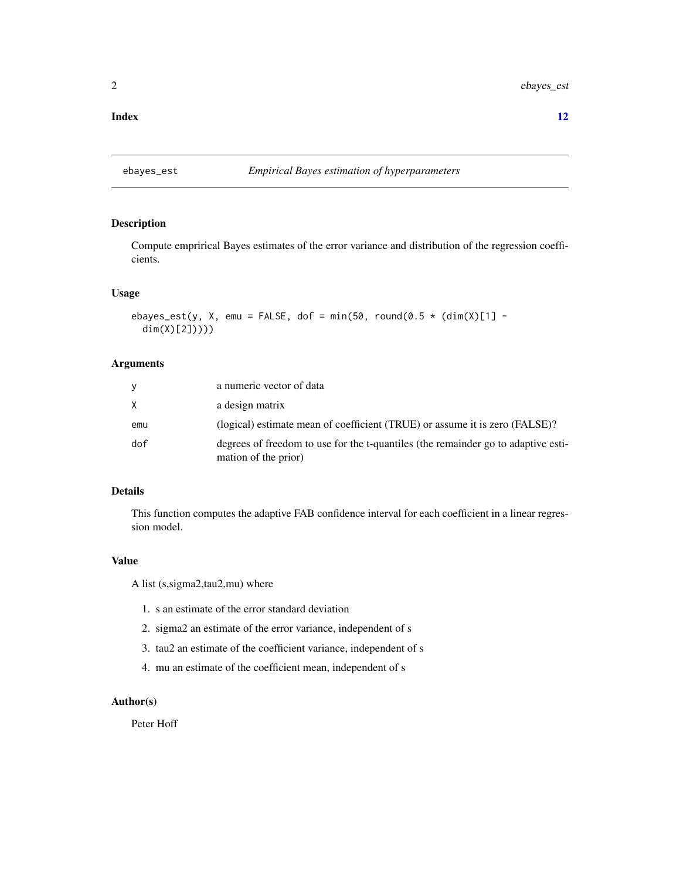**Index** **12**

---

## ebayes_est — *Empirical Bayes estimation of hyperparameters*

---

### Description

Compute emprirical Bayes estimates of the error variance and distribution of the regression coefficients.

### Usage

```
ebayes_est(y, X, emu = FALSE, dof = min(50, round(0.5 * (dim(X)[1] -
  dim(X)[2]))))
```

### Arguments

| | |
|---|---|
| y | a numeric vector of data |
| X | a design matrix |
| emu | (logical) estimate mean of coefficient (TRUE) or assume it is zero (FALSE)? |
| dof | degrees of freedom to use for the t-quantiles (the remainder go to adaptive estimation of the prior) |

### Details

This function computes the adaptive FAB confidence interval for each coefficient in a linear regression model.

### Value

A list (s,sigma2,tau2,mu) where

1. s an estimate of the error standard deviation
2. sigma2 an estimate of the error variance, independent of s
3. tau2 an estimate of the coefficient variance, independent of s
4. mu an estimate of the coefficient mean, independent of s

### Author(s)

Peter Hoff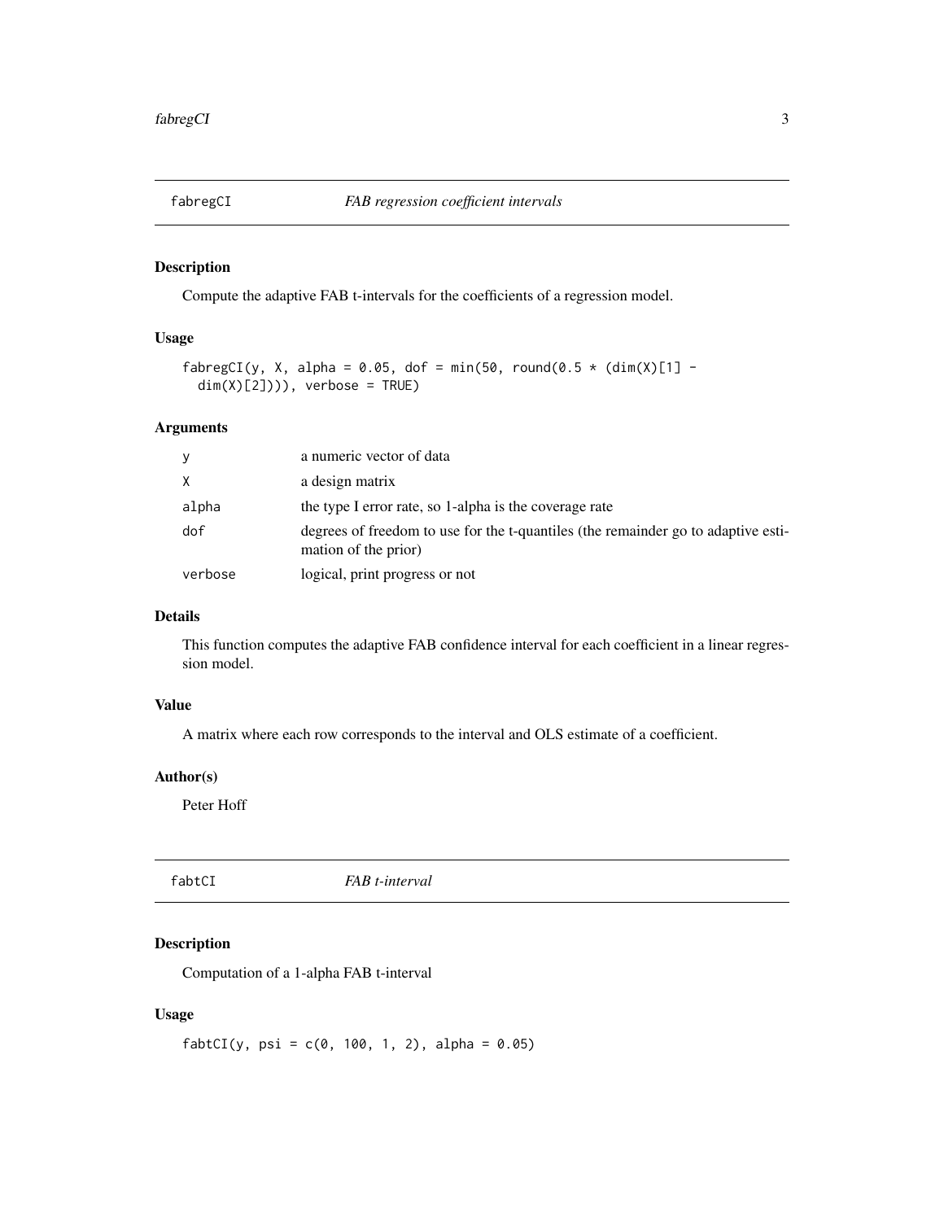## fabregCI — *FAB regression coefficient intervals*

### Description

Compute the adaptive FAB t-intervals for the coefficients of a regression model.

### Usage

```
fabregCI(y, X, alpha = 0.05, dof = min(50, round(0.5 * (dim(X)[1] -
  dim(X)[2]))), verbose = TRUE)
```

### Arguments

| | |
|---|---|
| y | a numeric vector of data |
| X | a design matrix |
| alpha | the type I error rate, so 1-alpha is the coverage rate |
| dof | degrees of freedom to use for the t-quantiles (the remainder go to adaptive estimation of the prior) |
| verbose | logical, print progress or not |

### Details

This function computes the adaptive FAB confidence interval for each coefficient in a linear regression model.

### Value

A matrix where each row corresponds to the interval and OLS estimate of a coefficient.

### Author(s)

Peter Hoff

## fabtCI — *FAB t-interval*

### Description

Computation of a 1-alpha FAB t-interval

### Usage

```
fabtCI(y, psi = c(0, 100, 1, 2), alpha = 0.05)
```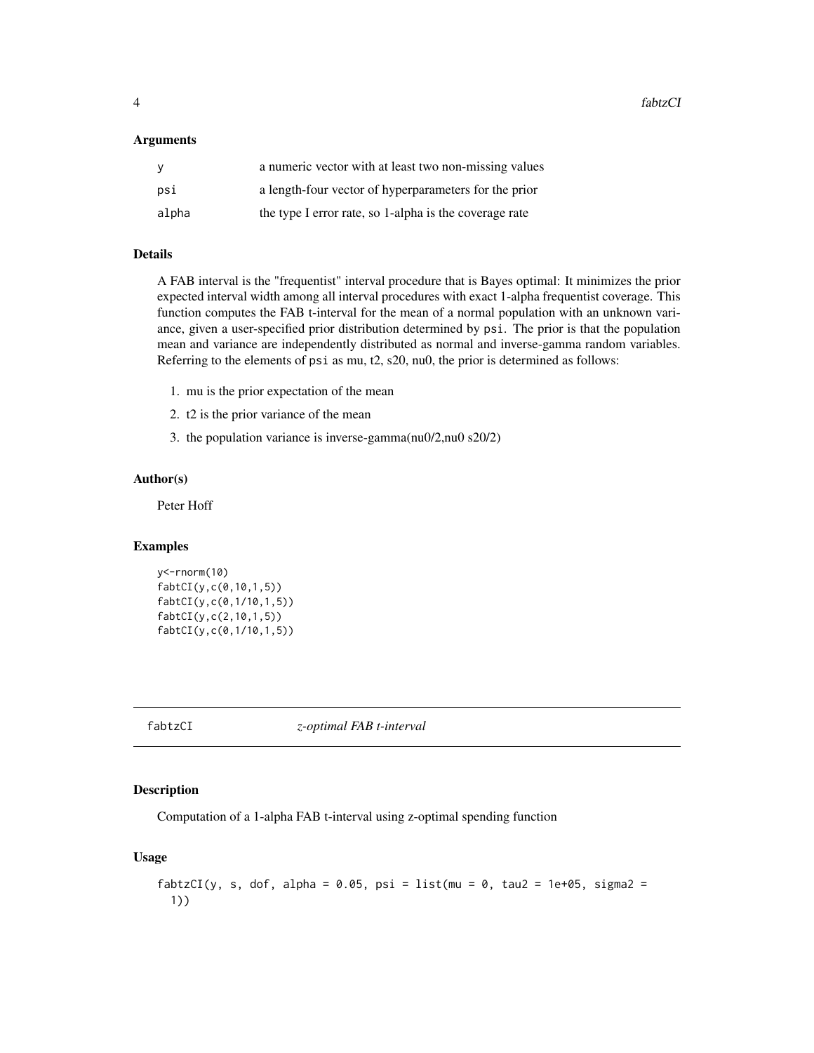### Arguments

| | |
|---|---|
| y | a numeric vector with at least two non-missing values |
| psi | a length-four vector of hyperparameters for the prior |
| alpha | the type I error rate, so 1-alpha is the coverage rate |

### Details

A FAB interval is the "frequentist" interval procedure that is Bayes optimal: It minimizes the prior expected interval width among all interval procedures with exact 1-alpha frequentist coverage. This function computes the FAB t-interval for the mean of a normal population with an unknown variance, given a user-specified prior distribution determined by `psi`. The prior is that the population mean and variance are independently distributed as normal and inverse-gamma random variables. Referring to the elements of `psi` as mu, t2, s20, nu0, the prior is determined as follows:

1. mu is the prior expectation of the mean
2. t2 is the prior variance of the mean
3. the population variance is inverse-gamma(nu0/2,nu0 s20/2)

### Author(s)

Peter Hoff

### Examples

```
y<-rnorm(10)
fabtCI(y,c(0,10,1,5))
fabtCI(y,c(0,1/10,1,5))
fabtCI(y,c(2,10,1,5))
fabtCI(y,c(0,1/10,1,5))
```

---

## fabtzCI *z-optimal FAB t-interval*

---

### Description

Computation of a 1-alpha FAB t-interval using z-optimal spending function

### Usage

```
fabtzCI(y, s, dof, alpha = 0.05, psi = list(mu = 0, tau2 = 1e+05, sigma2 =
  1))
```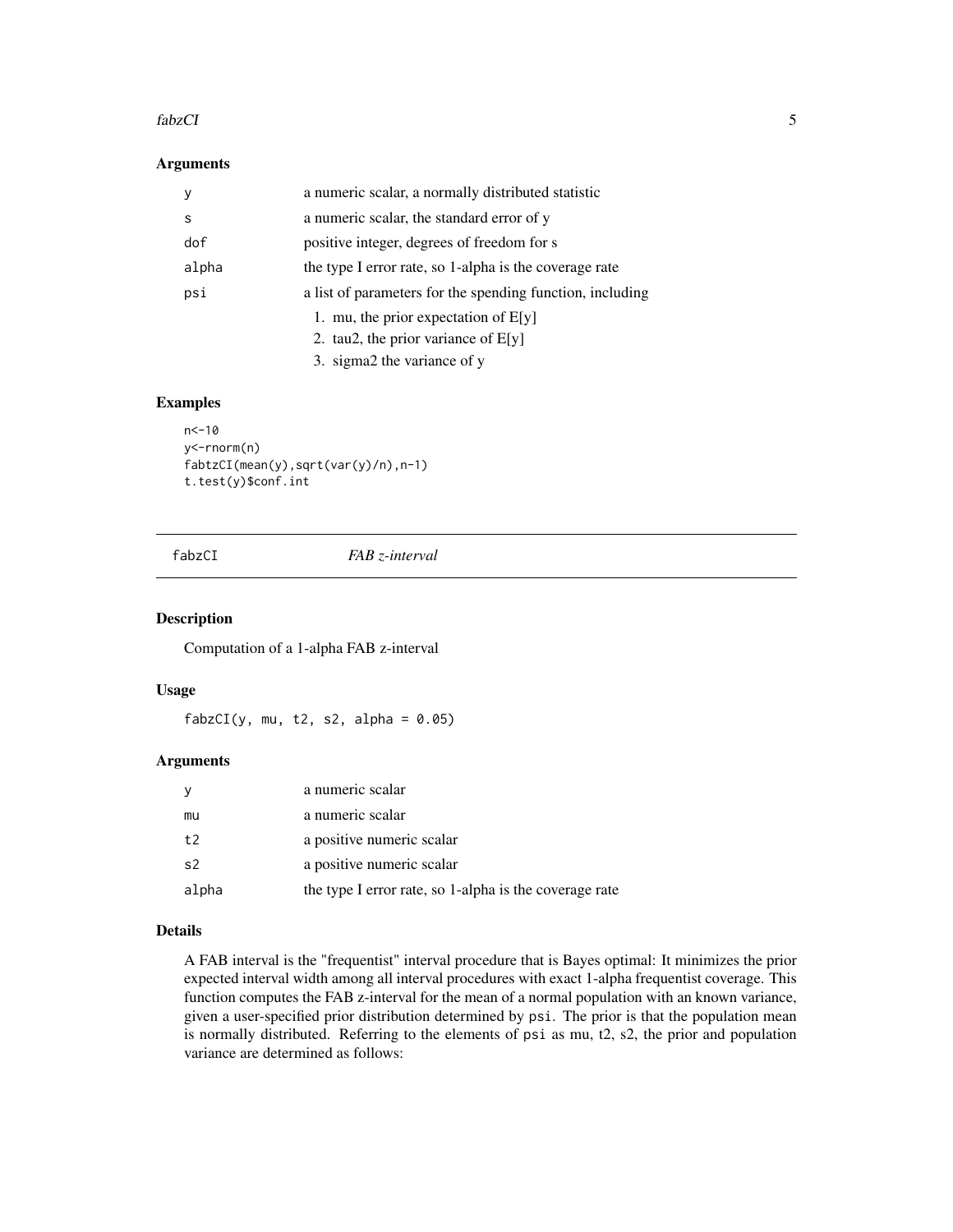### Arguments

| | |
|---|---|
| y | a numeric scalar, a normally distributed statistic |
| s | a numeric scalar, the standard error of y |
| dof | positive integer, degrees of freedom for s |
| alpha | the type I error rate, so 1-alpha is the coverage rate |
| psi | a list of parameters for the spending function, including<br>1. mu, the prior expectation of E[y]<br>2. tau2, the prior variance of E[y]<br>3. sigma2 the variance of y |

### Examples

```
n<-10
y<-rnorm(n)
fabtzCI(mean(y),sqrt(var(y)/n),n-1)
t.test(y)$conf.int
```

---

## fabzCI *FAB z-interval*

### Description

Computation of a 1-alpha FAB z-interval

### Usage

```
fabzCI(y, mu, t2, s2, alpha = 0.05)
```

### Arguments

| | |
|---|---|
| y | a numeric scalar |
| mu | a numeric scalar |
| t2 | a positive numeric scalar |
| s2 | a positive numeric scalar |
| alpha | the type I error rate, so 1-alpha is the coverage rate |

### Details

A FAB interval is the "frequentist" interval procedure that is Bayes optimal: It minimizes the prior expected interval width among all interval procedures with exact 1-alpha frequentist coverage. This function computes the FAB z-interval for the mean of a normal population with an known variance, given a user-specified prior distribution determined by `psi`. The prior is that the population mean is normally distributed. Referring to the elements of `psi` as mu, t2, s2, the prior and population variance are determined as follows: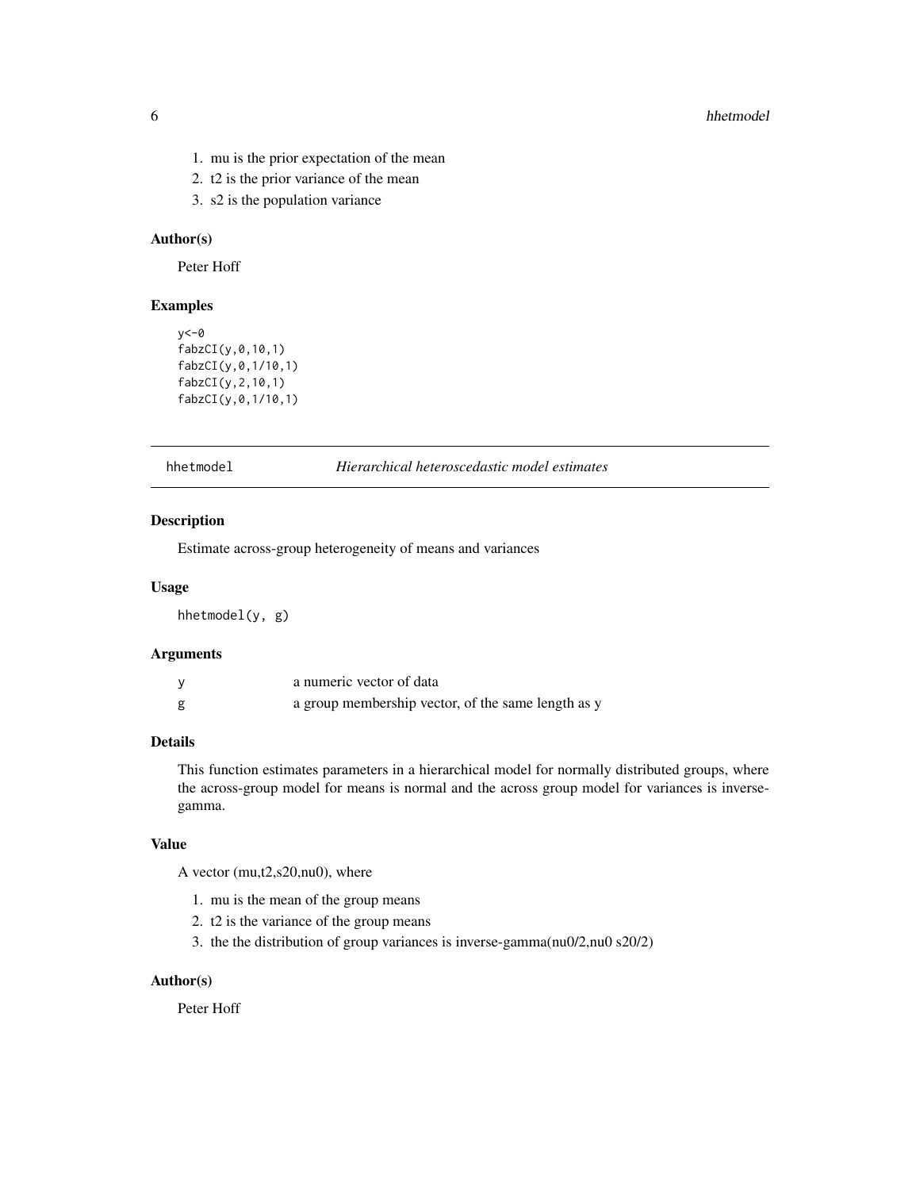1. mu is the prior expectation of the mean
2. t2 is the prior variance of the mean
3. s2 is the population variance

### Author(s)

Peter Hoff

### Examples

```
y<-0
fabzCI(y,0,10,1)
fabzCI(y,0,1/10,1)
fabzCI(y,2,10,1)
fabzCI(y,0,1/10,1)
```

## hhetmodel *Hierarchical heteroscedastic model estimates*

### Description

Estimate across-group heterogeneity of means and variances

### Usage

```
hhetmodel(y, g)
```

### Arguments

| | |
|---|---|
| y | a numeric vector of data |
| g | a group membership vector, of the same length as y |

### Details

This function estimates parameters in a hierarchical model for normally distributed groups, where the across-group model for means is normal and the across group model for variances is inverse-gamma.

### Value

A vector (mu,t2,s20,nu0), where

1. mu is the mean of the group means
2. t2 is the variance of the group means
3. the the distribution of group variances is inverse-gamma(nu0/2,nu0 s20/2)

### Author(s)

Peter Hoff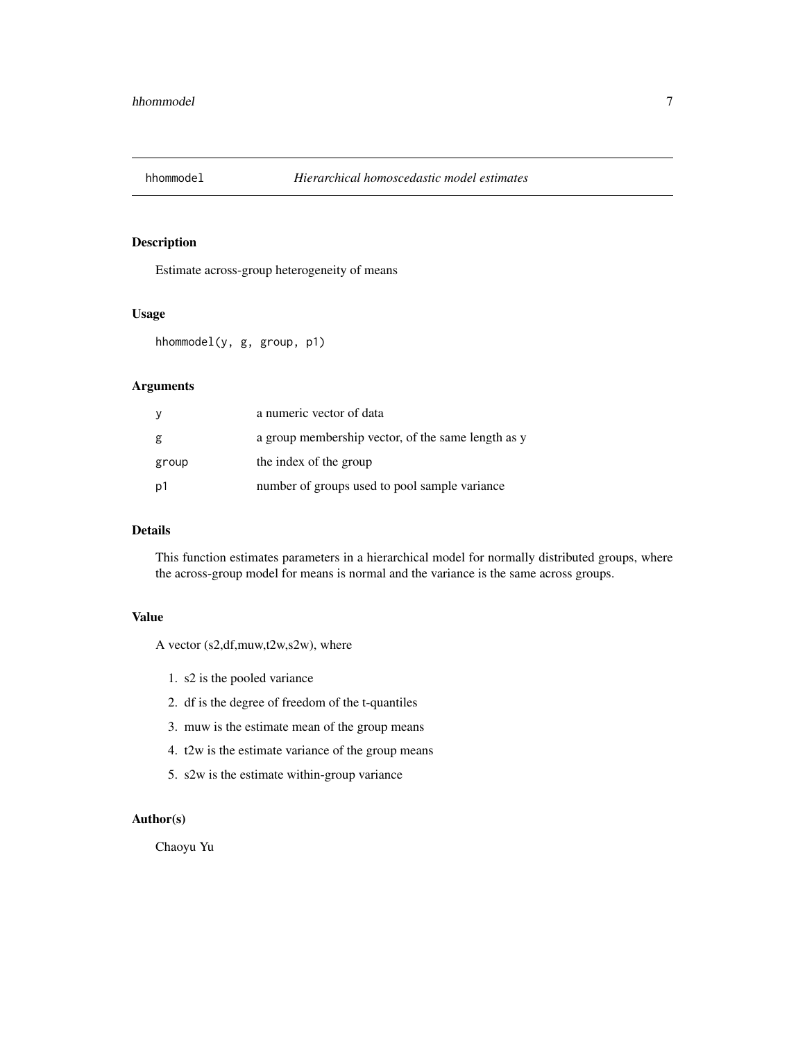# hhommodel — *Hierarchical homoscedastic model estimates*

## Description

Estimate across-group heterogeneity of means

## Usage

```
hhommodel(y, g, group, p1)
```

## Arguments

| | |
|---|---|
| y | a numeric vector of data |
| g | a group membership vector, of the same length as y |
| group | the index of the group |
| p1 | number of groups used to pool sample variance |

## Details

This function estimates parameters in a hierarchical model for normally distributed groups, where the across-group model for means is normal and the variance is the same across groups.

## Value

A vector (s2,df,muw,t2w,s2w), where

1. s2 is the pooled variance
2. df is the degree of freedom of the t-quantiles
3. muw is the estimate mean of the group means
4. t2w is the estimate variance of the group means
5. s2w is the estimate within-group variance

## Author(s)

Chaoyu Yu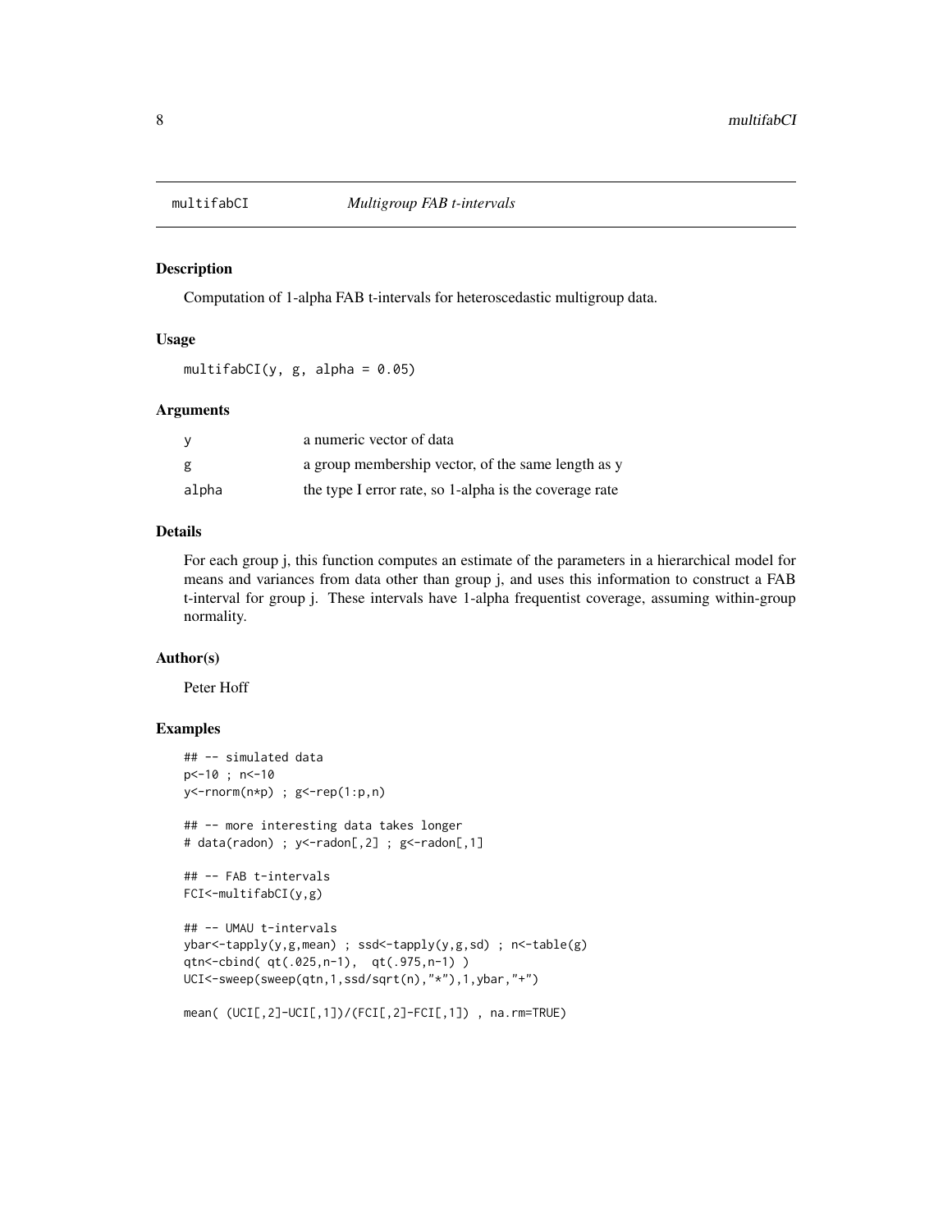# multifabCI — *Multigroup FAB t-intervals*

## Description

Computation of 1-alpha FAB t-intervals for heteroscedastic multigroup data.

## Usage

```
multifabCI(y, g, alpha = 0.05)
```

## Arguments

| | |
|---|---|
| `y` | a numeric vector of data |
| `g` | a group membership vector, of the same length as y |
| `alpha` | the type I error rate, so 1-alpha is the coverage rate |

## Details

For each group j, this function computes an estimate of the parameters in a hierarchical model for means and variances from data other than group j, and uses this information to construct a FAB t-interval for group j. These intervals have 1-alpha frequentist coverage, assuming within-group normality.

## Author(s)

Peter Hoff

## Examples

```
## -- simulated data
p<-10 ; n<-10
y<-rnorm(n*p) ; g<-rep(1:p,n)

## -- more interesting data takes longer
# data(radon) ; y<-radon[,2] ; g<-radon[,1]

## -- FAB t-intervals
FCI<-multifabCI(y,g)

## -- UMAU t-intervals
ybar<-tapply(y,g,mean) ; ssd<-tapply(y,g,sd) ; n<-table(g)
qtn<-cbind( qt(.025,n-1),  qt(.975,n-1) )
UCI<-sweep(sweep(qtn,1,ssd/sqrt(n),"*"),1,ybar,"+")

mean( (UCI[,2]-UCI[,1])/(FCI[,2]-FCI[,1]) , na.rm=TRUE)
```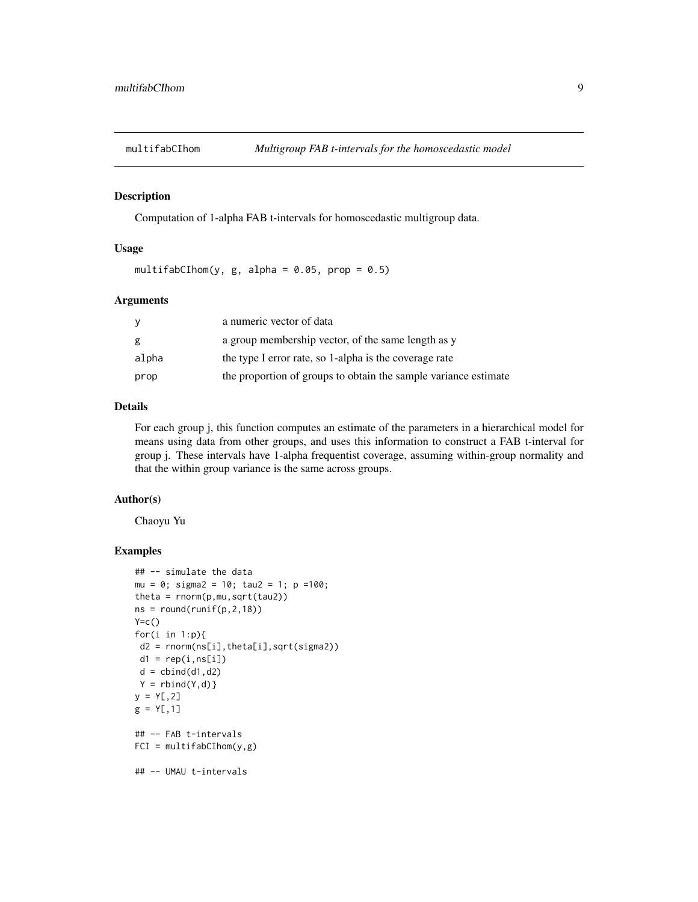# multifabCIhom — *Multigroup FAB t-intervals for the homoscedastic model*

## Description

Computation of 1-alpha FAB t-intervals for homoscedastic multigroup data.

## Usage

```
multifabCIhom(y, g, alpha = 0.05, prop = 0.5)
```

## Arguments

| Argument | Description |
|---|---|
| `y` | a numeric vector of data |
| `g` | a group membership vector, of the same length as y |
| `alpha` | the type I error rate, so 1-alpha is the coverage rate |
| `prop` | the proportion of groups to obtain the sample variance estimate |

## Details

For each group j, this function computes an estimate of the parameters in a hierarchical model for means using data from other groups, and uses this information to construct a FAB t-interval for group j. These intervals have 1-alpha frequentist coverage, assuming within-group normality and that the within group variance is the same across groups.

## Author(s)

Chaoyu Yu

## Examples

```
## -- simulate the data
mu = 0; sigma2 = 10; tau2 = 1; p =100;
theta = rnorm(p,mu,sqrt(tau2))
ns = round(runif(p,2,18))
Y=c()
for(i in 1:p){
 d2 = rnorm(ns[i],theta[i],sqrt(sigma2))
 d1 = rep(i,ns[i])
 d = cbind(d1,d2)
 Y = rbind(Y,d)}
y = Y[,2]
g = Y[,1]

## -- FAB t-intervals
FCI = multifabCIhom(y,g)

## -- UMAU t-intervals
```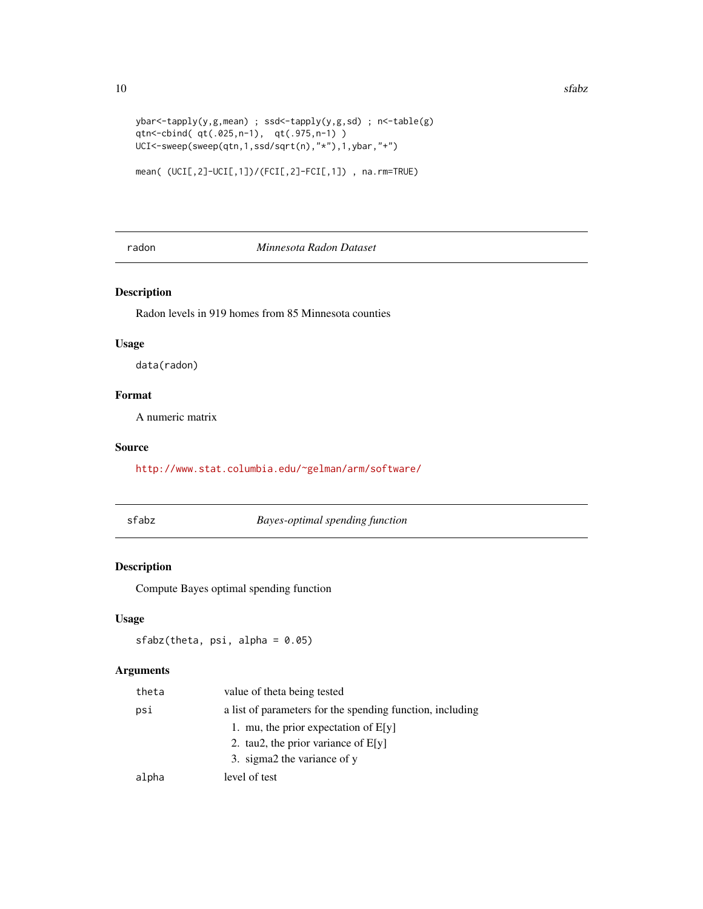```
ybar<-tapply(y,g,mean) ; ssd<-tapply(y,g,sd) ; n<-table(g)
qtn<-cbind( qt(.025,n-1),  qt(.975,n-1) )
UCI<-sweep(sweep(qtn,1,ssd/sqrt(n),"*"),1,ybar,"+")

mean( (UCI[,2]-UCI[,1])/(FCI[,2]-FCI[,1]) , na.rm=TRUE)
```

## radon *Minnesota Radon Dataset*

### Description

Radon levels in 919 homes from 85 Minnesota counties

### Usage

```
data(radon)
```

### Format

A numeric matrix

### Source

http://www.stat.columbia.edu/~gelman/arm/software/

## sfabz *Bayes-optimal spending function*

### Description

Compute Bayes optimal spending function

### Usage

```
sfabz(theta, psi, alpha = 0.05)
```

### Arguments

| | |
|---|---|
| theta | value of theta being tested |
| psi | a list of parameters for the spending function, including<br>1. mu, the prior expectation of E[y]<br>2. tau2, the prior variance of E[y]<br>3. sigma2 the variance of y |
| alpha | level of test |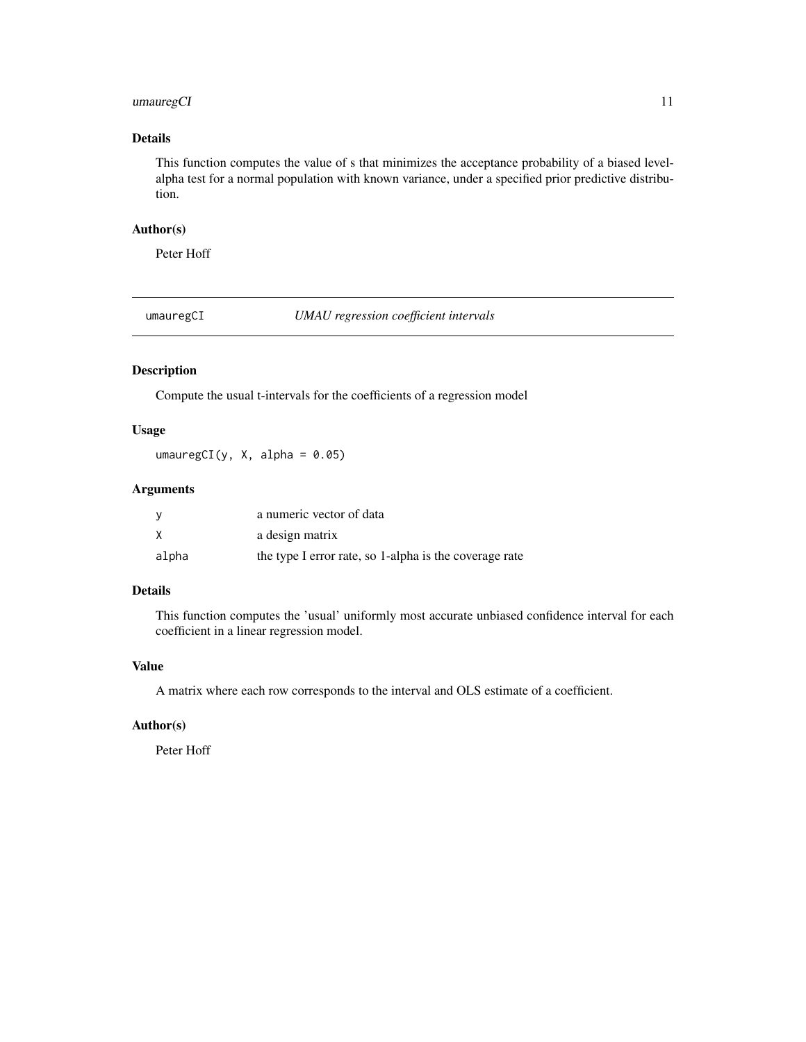### Details

This function computes the value of s that minimizes the acceptance probability of a biased level-alpha test for a normal population with known variance, under a specified prior predictive distribution.

### Author(s)

Peter Hoff

## umauregCI — *UMAU regression coefficient intervals*

### Description

Compute the usual t-intervals for the coefficients of a regression model

### Usage

```
umauregCI(y, X, alpha = 0.05)
```

### Arguments

| | |
|---|---|
| `y` | a numeric vector of data |
| `X` | a design matrix |
| `alpha` | the type I error rate, so 1-alpha is the coverage rate |

### Details

This function computes the 'usual' uniformly most accurate unbiased confidence interval for each coefficient in a linear regression model.

### Value

A matrix where each row corresponds to the interval and OLS estimate of a coefficient.

### Author(s)

Peter Hoff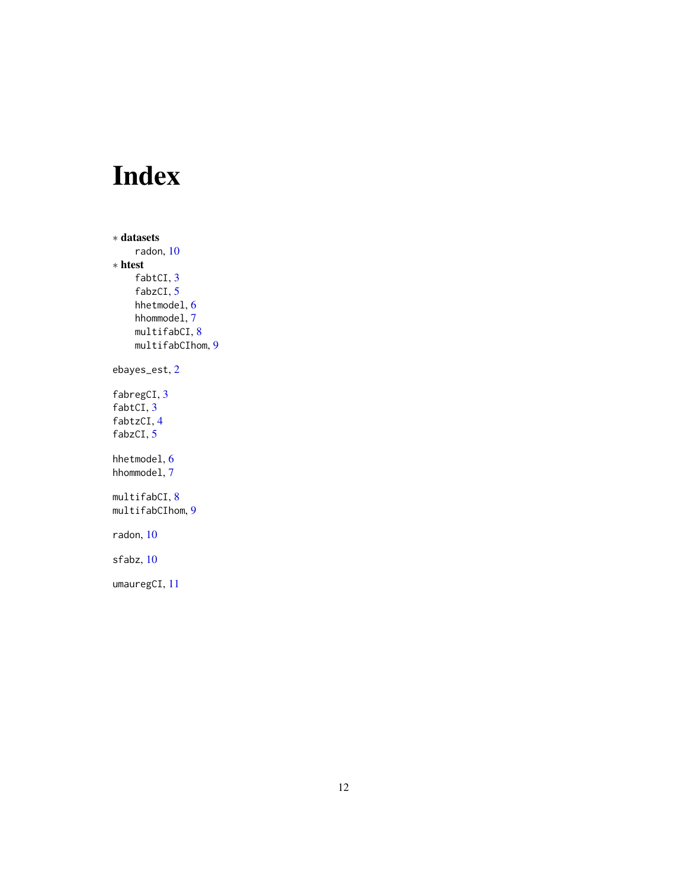# Index

∗ **datasets**
    radon, 10

∗ **htest**
    fabtCI, 3
    fabzCI, 5
    hhetmodel, 6
    hhommodel, 7
    multifabCI, 8
    multifabCIhom, 9

ebayes_est, 2

fabregCI, 3
fabtCI, 3
fabtzCI, 4
fabzCI, 5

hhetmodel, 6
hhommodel, 7

multifabCI, 8
multifabCIhom, 9

radon, 10

sfabz, 10

umauregCI, 11